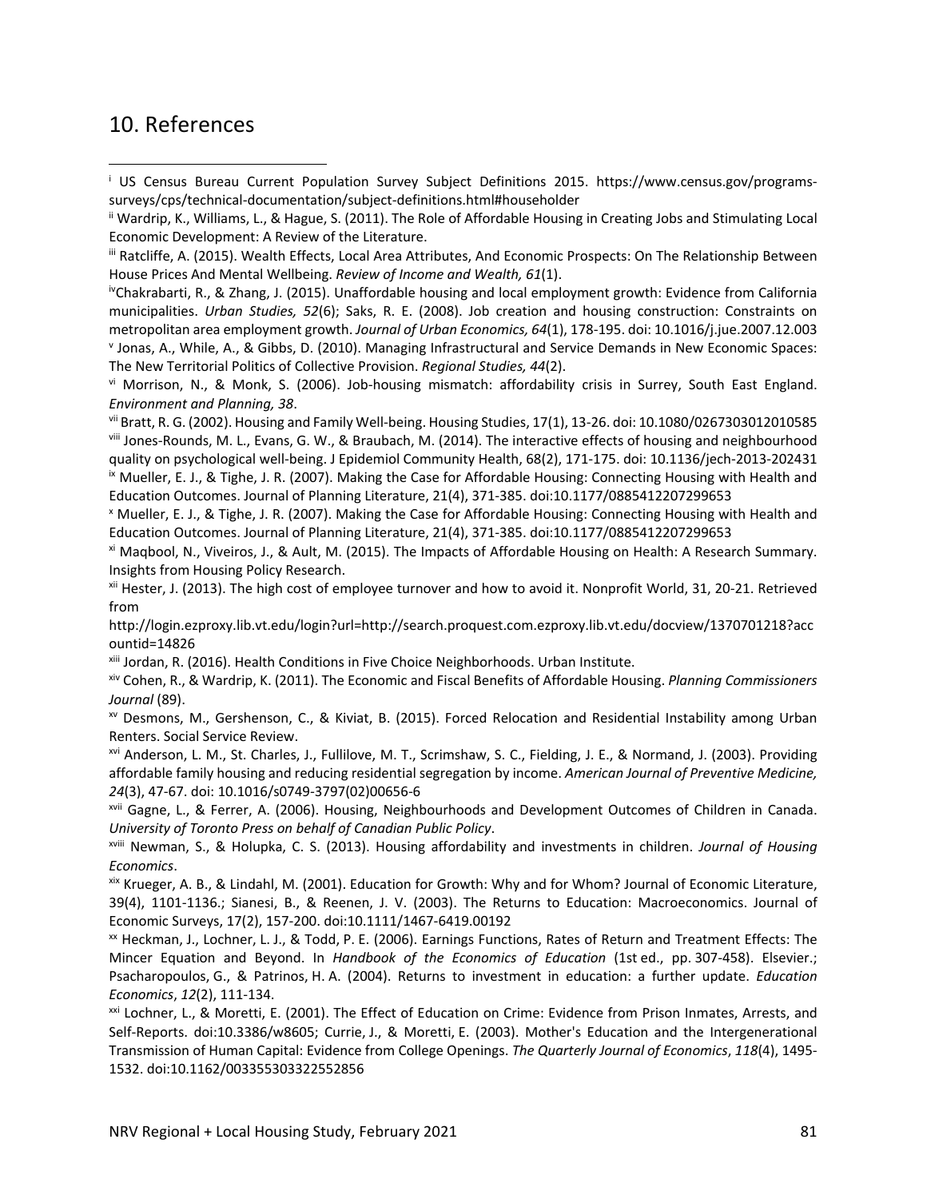## 10. References

[i] US Census Bureau Current Population Survey Subject Definitions 2015. https://www.census.gov/programs-surveys/cps/technical-documentation/subject-definitions.html#householder

[ii] Wardrip, K., Williams, L., & Hague, S. (2011). The Role of Affordable Housing in Creating Jobs and Stimulating Local Economic Development: A Review of the Literature.

[iii] Ratcliffe, A. (2015). Wealth Effects, Local Area Attributes, And Economic Prospects: On The Relationship Between House Prices And Mental Wellbeing. *Review of Income and Wealth, 61*(1).

[iv] Chakrabarti, R., & Zhang, J. (2015). Unaffordable housing and local employment growth: Evidence from California municipalities. *Urban Studies, 52*(6); Saks, R. E. (2008). Job creation and housing construction: Constraints on metropolitan area employment growth. *Journal of Urban Economics, 64*(1), 178-195. doi: 10.1016/j.jue.2007.12.003

[v] Jonas, A., While, A., & Gibbs, D. (2010). Managing Infrastructural and Service Demands in New Economic Spaces: The New Territorial Politics of Collective Provision. *Regional Studies, 44*(2).

[vi] Morrison, N., & Monk, S. (2006). Job-housing mismatch: affordability crisis in Surrey, South East England. *Environment and Planning, 38*.

[vii] Bratt, R. G. (2002). Housing and Family Well-being. Housing Studies, 17(1), 13-26. doi: 10.1080/0267303012010585

[viii] Jones-Rounds, M. L., Evans, G. W., & Braubach, M. (2014). The interactive effects of housing and neighbourhood quality on psychological well-being. J Epidemiol Community Health, 68(2), 171-175. doi: 10.1136/jech-2013-202431

[ix] Mueller, E. J., & Tighe, J. R. (2007). Making the Case for Affordable Housing: Connecting Housing with Health and Education Outcomes. Journal of Planning Literature, 21(4), 371-385. doi:10.1177/0885412207299653

[x] Mueller, E. J., & Tighe, J. R. (2007). Making the Case for Affordable Housing: Connecting Housing with Health and Education Outcomes. Journal of Planning Literature, 21(4), 371-385. doi:10.1177/0885412207299653

[xi] Maqbool, N., Viveiros, J., & Ault, M. (2015). The Impacts of Affordable Housing on Health: A Research Summary. Insights from Housing Policy Research.

[xii] Hester, J. (2013). The high cost of employee turnover and how to avoid it. Nonprofit World, 31, 20-21. Retrieved from http://login.ezproxy.lib.vt.edu/login?url=http://search.proquest.com.ezproxy.lib.vt.edu/docview/1370701218?accountid=14826

[xiii] Jordan, R. (2016). Health Conditions in Five Choice Neighborhoods. Urban Institute.

[xiv] Cohen, R., & Wardrip, K. (2011). The Economic and Fiscal Benefits of Affordable Housing. *Planning Commissioners Journal* (89).

[xv] Desmons, M., Gershenson, C., & Kiviat, B. (2015). Forced Relocation and Residential Instability among Urban Renters. Social Service Review.

[xvi] Anderson, L. M., St. Charles, J., Fullilove, M. T., Scrimshaw, S. C., Fielding, J. E., & Normand, J. (2003). Providing affordable family housing and reducing residential segregation by income. *American Journal of Preventive Medicine, 24*(3), 47-67. doi: 10.1016/s0749-3797(02)00656-6

[xvii] Gagne, L., & Ferrer, A. (2006). Housing, Neighbourhoods and Development Outcomes of Children in Canada. *University of Toronto Press on behalf of Canadian Public Policy*.

[xviii] Newman, S., & Holupka, C. S. (2013). Housing affordability and investments in children. *Journal of Housing Economics*.

[xix] Krueger, A. B., & Lindahl, M. (2001). Education for Growth: Why and for Whom? Journal of Economic Literature, 39(4), 1101-1136.; Sianesi, B., & Reenen, J. V. (2003). The Returns to Education: Macroeconomics. Journal of Economic Surveys, 17(2), 157-200. doi:10.1111/1467-6419.00192

[xx] Heckman, J., Lochner, L. J., & Todd, P. E. (2006). Earnings Functions, Rates of Return and Treatment Effects: The Mincer Equation and Beyond. In *Handbook of the Economics of Education* (1st ed., pp. 307-458). Elsevier.; Psacharopoulos, G., & Patrinos, H. A. (2004). Returns to investment in education: a further update. *Education Economics*, *12*(2), 111-134.

[xxi] Lochner, L., & Moretti, E. (2001). The Effect of Education on Crime: Evidence from Prison Inmates, Arrests, and Self-Reports. doi:10.3386/w8605; Currie, J., & Moretti, E. (2003). Mother's Education and the Intergenerational Transmission of Human Capital: Evidence from College Openings. *The Quarterly Journal of Economics*, *118*(4), 1495-1532. doi:10.1162/003355303322552856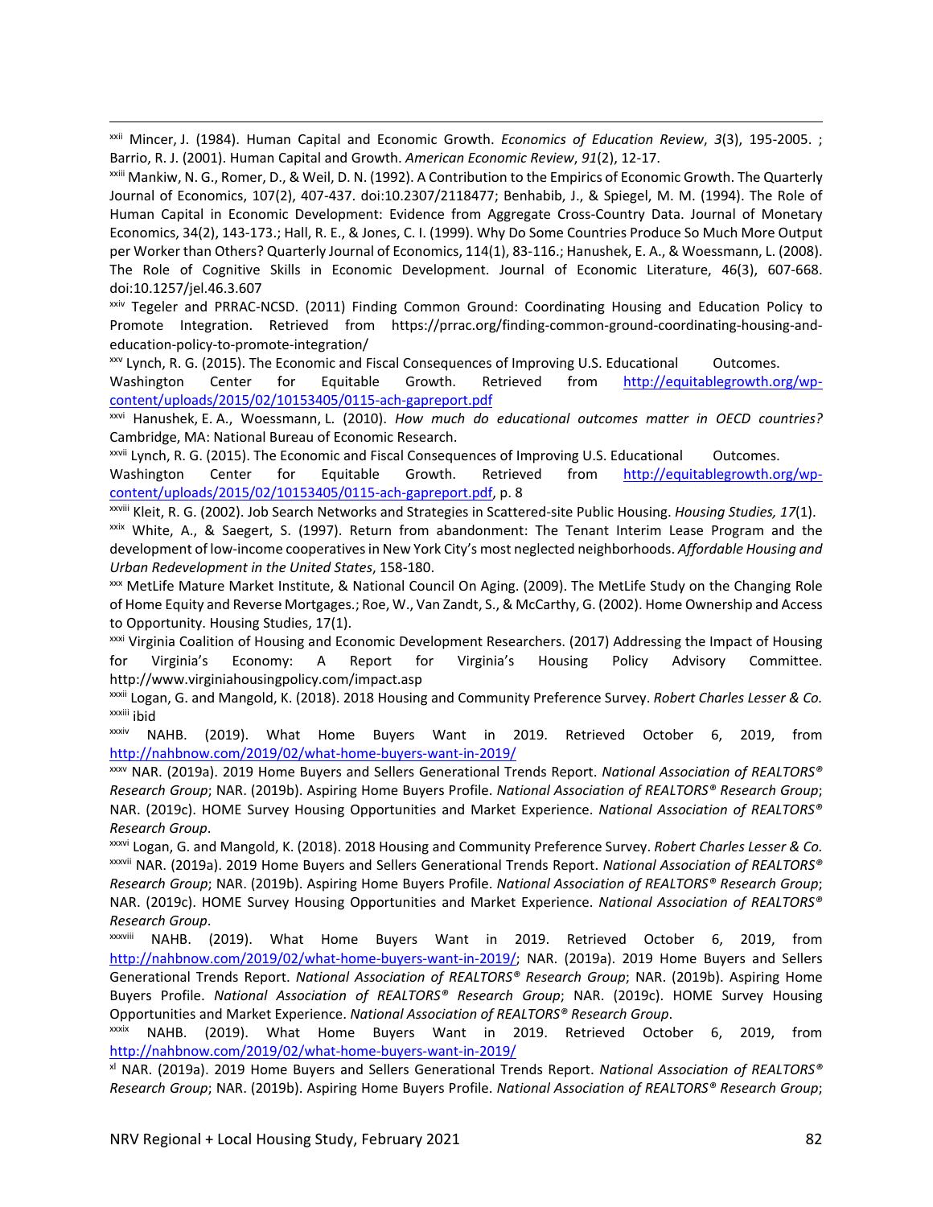[xxii] Mincer, J. (1984). Human Capital and Economic Growth. *Economics of Education Review*, *3*(3), 195-2005. ; Barrio, R. J. (2001). Human Capital and Growth. *American Economic Review*, *91*(2), 12-17.

[xxiii] Mankiw, N. G., Romer, D., & Weil, D. N. (1992). A Contribution to the Empirics of Economic Growth. The Quarterly Journal of Economics, 107(2), 407-437. doi:10.2307/2118477; Benhabib, J., & Spiegel, M. M. (1994). The Role of Human Capital in Economic Development: Evidence from Aggregate Cross-Country Data. Journal of Monetary Economics, 34(2), 143-173.; Hall, R. E., & Jones, C. I. (1999). Why Do Some Countries Produce So Much More Output per Worker than Others? Quarterly Journal of Economics, 114(1), 83-116.; Hanushek, E. A., & Woessmann, L. (2008). The Role of Cognitive Skills in Economic Development. Journal of Economic Literature, 46(3), 607-668. doi:10.1257/jel.46.3.607

[xxiv] Tegeler and PRRAC-NCSD. (2011) Finding Common Ground: Coordinating Housing and Education Policy to Promote Integration. Retrieved from https://prrac.org/finding-common-ground-coordinating-housing-and-education-policy-to-promote-integration/

[xxv] Lynch, R. G. (2015). The Economic and Fiscal Consequences of Improving U.S. Educational Outcomes. Washington Center for Equitable Growth. Retrieved from http://equitablegrowth.org/wp-content/uploads/2015/02/10153405/0115-ach-gapreport.pdf

[xxvi] Hanushek, E. A., Woessmann, L. (2010). *How much do educational outcomes matter in OECD countries?* Cambridge, MA: National Bureau of Economic Research.

[xxvii] Lynch, R. G. (2015). The Economic and Fiscal Consequences of Improving U.S. Educational Outcomes. Washington Center for Equitable Growth. Retrieved from http://equitablegrowth.org/wp-content/uploads/2015/02/10153405/0115-ach-gapreport.pdf, p. 8

[xxviii] Kleit, R. G. (2002). Job Search Networks and Strategies in Scattered-site Public Housing. *Housing Studies, 17*(1).

[xxix] White, A., & Saegert, S. (1997). Return from abandonment: The Tenant Interim Lease Program and the development of low-income cooperatives in New York City's most neglected neighborhoods. *Affordable Housing and Urban Redevelopment in the United States*, 158-180.

[xxx] MetLife Mature Market Institute, & National Council On Aging. (2009). The MetLife Study on the Changing Role of Home Equity and Reverse Mortgages.; Roe, W., Van Zandt, S., & McCarthy, G. (2002). Home Ownership and Access to Opportunity. Housing Studies, 17(1).

[xxxi] Virginia Coalition of Housing and Economic Development Researchers. (2017) Addressing the Impact of Housing for Virginia's Economy: A Report for Virginia's Housing Policy Advisory Committee. http://www.virginiahousingpolicy.com/impact.asp

[xxxii] Logan, G. and Mangold, K. (2018). 2018 Housing and Community Preference Survey. *Robert Charles Lesser & Co.*

[xxxiii] ibid

[xxxiv] NAHB. (2019). What Home Buyers Want in 2019. Retrieved October 6, 2019, from http://nahbnow.com/2019/02/what-home-buyers-want-in-2019/

[xxxv] NAR. (2019a). 2019 Home Buyers and Sellers Generational Trends Report. *National Association of REALTORS® Research Group*; NAR. (2019b). Aspiring Home Buyers Profile. *National Association of REALTORS® Research Group*; NAR. (2019c). HOME Survey Housing Opportunities and Market Experience. *National Association of REALTORS® Research Group*.

[xxxvi] Logan, G. and Mangold, K. (2018). 2018 Housing and Community Preference Survey. *Robert Charles Lesser & Co.*

[xxxvii] NAR. (2019a). 2019 Home Buyers and Sellers Generational Trends Report. *National Association of REALTORS® Research Group*; NAR. (2019b). Aspiring Home Buyers Profile. *National Association of REALTORS® Research Group*; NAR. (2019c). HOME Survey Housing Opportunities and Market Experience. *National Association of REALTORS® Research Group*.

[xxxviii] NAHB. (2019). What Home Buyers Want in 2019. Retrieved October 6, 2019, from http://nahbnow.com/2019/02/what-home-buyers-want-in-2019/; NAR. (2019a). 2019 Home Buyers and Sellers Generational Trends Report. *National Association of REALTORS® Research Group*; NAR. (2019b). Aspiring Home Buyers Profile. *National Association of REALTORS® Research Group*; NAR. (2019c). HOME Survey Housing Opportunities and Market Experience. *National Association of REALTORS® Research Group*.

[xxxix] NAHB. (2019). What Home Buyers Want in 2019. Retrieved October 6, 2019, from http://nahbnow.com/2019/02/what-home-buyers-want-in-2019/

[xl] NAR. (2019a). 2019 Home Buyers and Sellers Generational Trends Report. *National Association of REALTORS® Research Group*; NAR. (2019b). Aspiring Home Buyers Profile. *National Association of REALTORS® Research Group*;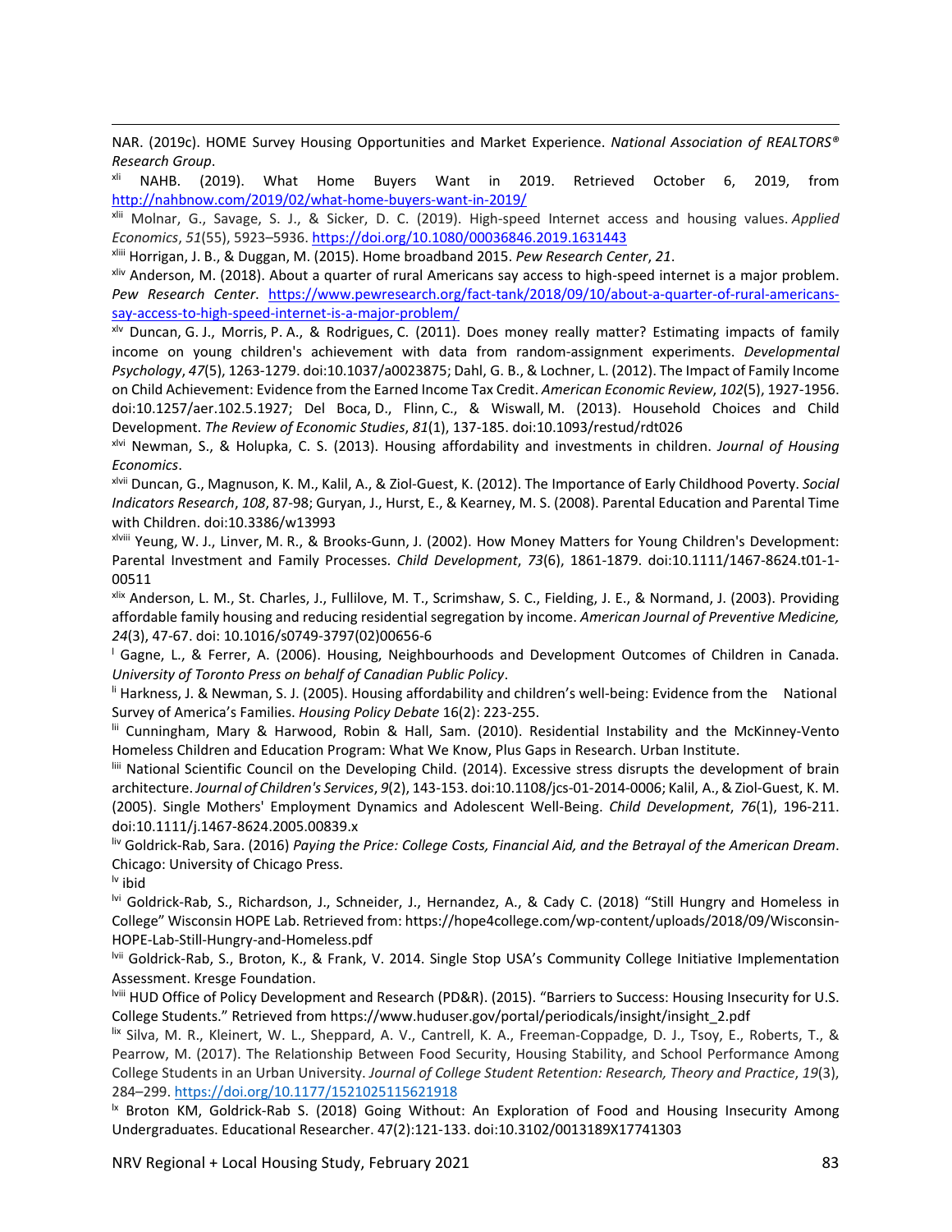NAR. (2019c). HOME Survey Housing Opportunities and Market Experience. *National Association of REALTORS® Research Group*.

[xli] NAHB. (2019). What Home Buyers Want in 2019. Retrieved October 6, 2019, from http://nahbnow.com/2019/02/what-home-buyers-want-in-2019/

[xlii] Molnar, G., Savage, S. J., & Sicker, D. C. (2019). High-speed Internet access and housing values. *Applied Economics*, *51*(55), 5923–5936. https://doi.org/10.1080/00036846.2019.1631443

[xliii] Horrigan, J. B., & Duggan, M. (2015). Home broadband 2015. *Pew Research Center*, *21*.

[xliv] Anderson, M. (2018). About a quarter of rural Americans say access to high-speed internet is a major problem. *Pew Research Center*. https://www.pewresearch.org/fact-tank/2018/09/10/about-a-quarter-of-rural-americans-say-access-to-high-speed-internet-is-a-major-problem/

[xlv] Duncan, G. J., Morris, P. A., & Rodrigues, C. (2011). Does money really matter? Estimating impacts of family income on young children's achievement with data from random-assignment experiments. *Developmental Psychology*, *47*(5), 1263-1279. doi:10.1037/a0023875; Dahl, G. B., & Lochner, L. (2012). The Impact of Family Income on Child Achievement: Evidence from the Earned Income Tax Credit. *American Economic Review*, *102*(5), 1927-1956. doi:10.1257/aer.102.5.1927; Del Boca, D., Flinn, C., & Wiswall, M. (2013). Household Choices and Child Development. *The Review of Economic Studies*, *81*(1), 137-185. doi:10.1093/restud/rdt026

[xlvi] Newman, S., & Holupka, C. S. (2013). Housing affordability and investments in children. *Journal of Housing Economics*.

[xlvii] Duncan, G., Magnuson, K. M., Kalil, A., & Ziol-Guest, K. (2012). The Importance of Early Childhood Poverty. *Social Indicators Research*, *108*, 87-98; Guryan, J., Hurst, E., & Kearney, M. S. (2008). Parental Education and Parental Time with Children. doi:10.3386/w13993

[xlviii] Yeung, W. J., Linver, M. R., & Brooks-Gunn, J. (2002). How Money Matters for Young Children's Development: Parental Investment and Family Processes. *Child Development*, *73*(6), 1861-1879. doi:10.1111/1467-8624.t01-1-00511

[xlix] Anderson, L. M., St. Charles, J., Fullilove, M. T., Scrimshaw, S. C., Fielding, J. E., & Normand, J. (2003). Providing affordable family housing and reducing residential segregation by income. *American Journal of Preventive Medicine, 24*(3), 47-67. doi: 10.1016/s0749-3797(02)00656-6

[l] Gagne, L., & Ferrer, A. (2006). Housing, Neighbourhoods and Development Outcomes of Children in Canada. *University of Toronto Press on behalf of Canadian Public Policy*.

[li] Harkness, J. & Newman, S. J. (2005). Housing affordability and children's well-being: Evidence from the National Survey of America's Families. *Housing Policy Debate* 16(2): 223-255.

[lii] Cunningham, Mary & Harwood, Robin & Hall, Sam. (2010). Residential Instability and the McKinney-Vento Homeless Children and Education Program: What We Know, Plus Gaps in Research. Urban Institute.

[liii] National Scientific Council on the Developing Child. (2014). Excessive stress disrupts the development of brain architecture. *Journal of Children's Services*, *9*(2), 143-153. doi:10.1108/jcs-01-2014-0006; Kalil, A., & Ziol-Guest, K. M. (2005). Single Mothers' Employment Dynamics and Adolescent Well-Being. *Child Development*, *76*(1), 196-211. doi:10.1111/j.1467-8624.2005.00839.x

[liv] Goldrick-Rab, Sara. (2016) *Paying the Price: College Costs, Financial Aid, and the Betrayal of the American Dream*. Chicago: University of Chicago Press.

[lv] ibid

[lvi] Goldrick-Rab, S., Richardson, J., Schneider, J., Hernandez, A., & Cady C. (2018) "Still Hungry and Homeless in College" Wisconsin HOPE Lab. Retrieved from: https://hope4college.com/wp-content/uploads/2018/09/Wisconsin-HOPE-Lab-Still-Hungry-and-Homeless.pdf

[lvii] Goldrick-Rab, S., Broton, K., & Frank, V. 2014. Single Stop USA's Community College Initiative Implementation Assessment. Kresge Foundation.

[lviii] HUD Office of Policy Development and Research (PD&R). (2015). "Barriers to Success: Housing Insecurity for U.S. College Students." Retrieved from https://www.huduser.gov/portal/periodicals/insight/insight_2.pdf

[lix] Silva, M. R., Kleinert, W. L., Sheppard, A. V., Cantrell, K. A., Freeman-Coppadge, D. J., Tsoy, E., Roberts, T., & Pearrow, M. (2017). The Relationship Between Food Security, Housing Stability, and School Performance Among College Students in an Urban University. *Journal of College Student Retention: Research, Theory and Practice*, *19*(3), 284–299. https://doi.org/10.1177/1521025115621918

[lx] Broton KM, Goldrick-Rab S. (2018) Going Without: An Exploration of Food and Housing Insecurity Among Undergraduates. Educational Researcher. 47(2):121-133. doi:10.3102/0013189X17741303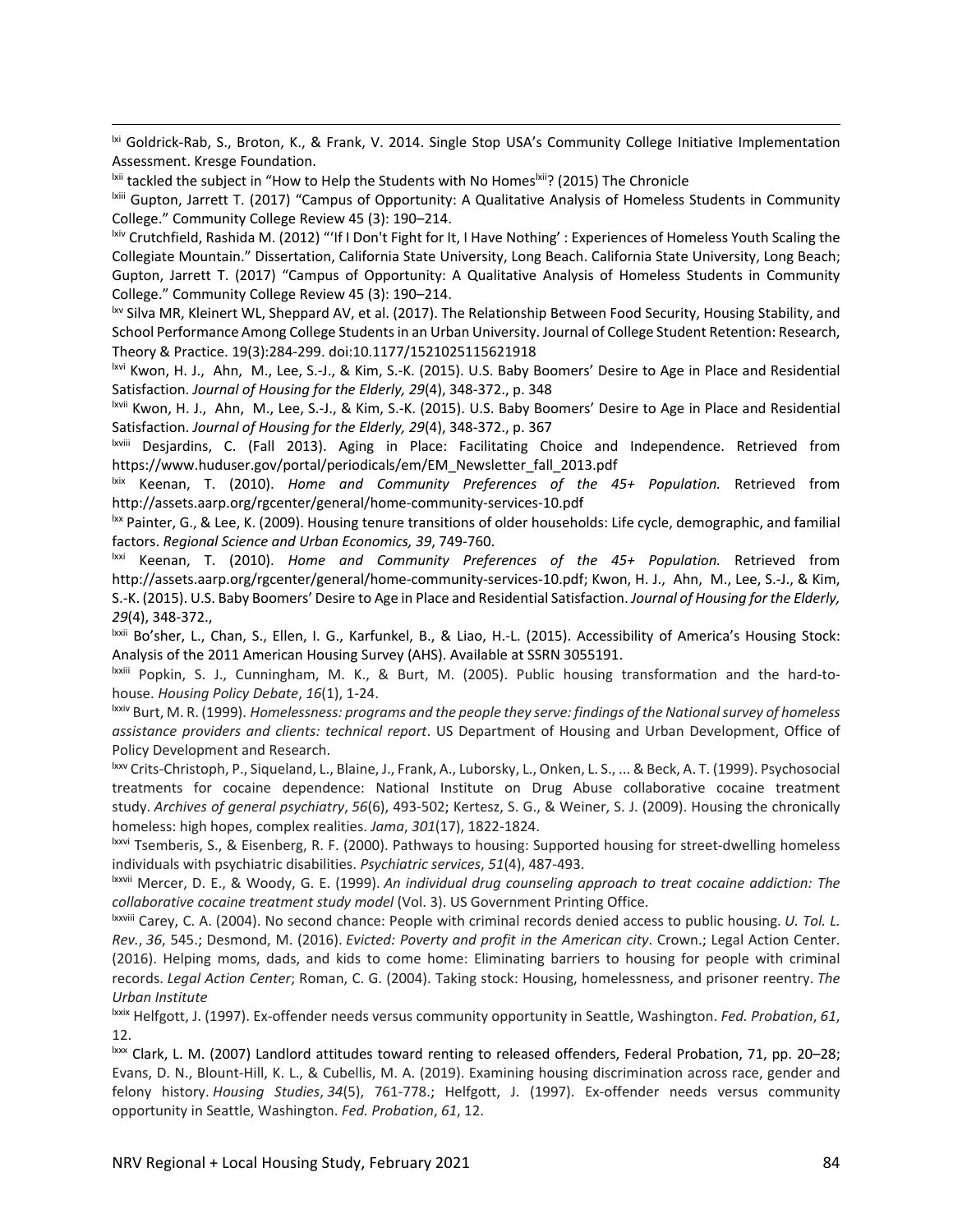[lxi] Goldrick-Rab, S., Broton, K., & Frank, V. 2014. Single Stop USA's Community College Initiative Implementation Assessment. Kresge Foundation.

[lxii] tackled the subject in "How to Help the Students with No Homes[lxii]? (2015) The Chronicle

[lxiii] Gupton, Jarrett T. (2017) "Campus of Opportunity: A Qualitative Analysis of Homeless Students in Community College." Community College Review 45 (3): 190–214.

[lxiv] Crutchfield, Rashida M. (2012) "'If I Don't Fight for It, I Have Nothing' : Experiences of Homeless Youth Scaling the Collegiate Mountain." Dissertation, California State University, Long Beach. California State University, Long Beach; Gupton, Jarrett T. (2017) "Campus of Opportunity: A Qualitative Analysis of Homeless Students in Community College." Community College Review 45 (3): 190–214.

[lxv] Silva MR, Kleinert WL, Sheppard AV, et al. (2017). The Relationship Between Food Security, Housing Stability, and School Performance Among College Students in an Urban University. Journal of College Student Retention: Research, Theory & Practice. 19(3):284-299. doi:10.1177/1521025115621918

[lxvi] Kwon, H. J., Ahn, M., Lee, S.-J., & Kim, S.-K. (2015). U.S. Baby Boomers' Desire to Age in Place and Residential Satisfaction. *Journal of Housing for the Elderly, 29*(4), 348-372., p. 348

[lxvii] Kwon, H. J., Ahn, M., Lee, S.-J., & Kim, S.-K. (2015). U.S. Baby Boomers' Desire to Age in Place and Residential Satisfaction. *Journal of Housing for the Elderly, 29*(4), 348-372., p. 367

[lxviii] Desjardins, C. (Fall 2013). Aging in Place: Facilitating Choice and Independence. Retrieved from https://www.huduser.gov/portal/periodicals/em/EM_Newsletter_fall_2013.pdf

[lxix] Keenan, T. (2010). *Home and Community Preferences of the 45+ Population.* Retrieved from http://assets.aarp.org/rgcenter/general/home-community-services-10.pdf

[lxx] Painter, G., & Lee, K. (2009). Housing tenure transitions of older households: Life cycle, demographic, and familial factors. *Regional Science and Urban Economics, 39*, 749-760.

[lxxi] Keenan, T. (2010). *Home and Community Preferences of the 45+ Population.* Retrieved from http://assets.aarp.org/rgcenter/general/home-community-services-10.pdf; Kwon, H. J., Ahn, M., Lee, S.-J., & Kim, S.-K. (2015). U.S. Baby Boomers' Desire to Age in Place and Residential Satisfaction. *Journal of Housing for the Elderly, 29*(4), 348-372.,

[lxxii] Bo'sher, L., Chan, S., Ellen, I. G., Karfunkel, B., & Liao, H.-L. (2015). Accessibility of America's Housing Stock: Analysis of the 2011 American Housing Survey (AHS). Available at SSRN 3055191.

[lxxiii] Popkin, S. J., Cunningham, M. K., & Burt, M. (2005). Public housing transformation and the hard-to-house. *Housing Policy Debate*, *16*(1), 1-24.

[lxxiv] Burt, M. R. (1999). *Homelessness: programs and the people they serve: findings of the National survey of homeless assistance providers and clients: technical report*. US Department of Housing and Urban Development, Office of Policy Development and Research.

[lxxv] Crits-Christoph, P., Siqueland, L., Blaine, J., Frank, A., Luborsky, L., Onken, L. S., ... & Beck, A. T. (1999). Psychosocial treatments for cocaine dependence: National Institute on Drug Abuse collaborative cocaine treatment study. *Archives of general psychiatry*, *56*(6), 493-502; Kertesz, S. G., & Weiner, S. J. (2009). Housing the chronically homeless: high hopes, complex realities. *Jama*, *301*(17), 1822-1824.

[lxxvi] Tsemberis, S., & Eisenberg, R. F. (2000). Pathways to housing: Supported housing for street-dwelling homeless individuals with psychiatric disabilities. *Psychiatric services*, *51*(4), 487-493.

[lxxvii] Mercer, D. E., & Woody, G. E. (1999). *An individual drug counseling approach to treat cocaine addiction: The collaborative cocaine treatment study model* (Vol. 3). US Government Printing Office.

[lxxviii] Carey, C. A. (2004). No second chance: People with criminal records denied access to public housing. *U. Tol. L. Rev.*, *36*, 545.; Desmond, M. (2016). *Evicted: Poverty and profit in the American city*. Crown.; Legal Action Center. (2016). Helping moms, dads, and kids to come home: Eliminating barriers to housing for people with criminal records. *Legal Action Center*; Roman, C. G. (2004). Taking stock: Housing, homelessness, and prisoner reentry. *The Urban Institute*

[lxxix] Helfgott, J. (1997). Ex-offender needs versus community opportunity in Seattle, Washington. *Fed. Probation*, *61*, 12.

[lxxx] Clark, L. M. (2007) Landlord attitudes toward renting to released offenders, Federal Probation, 71, pp. 20–28; Evans, D. N., Blount-Hill, K. L., & Cubellis, M. A. (2019). Examining housing discrimination across race, gender and felony history. *Housing Studies*, *34*(5), 761-778.; Helfgott, J. (1997). Ex-offender needs versus community opportunity in Seattle, Washington. *Fed. Probation*, *61*, 12.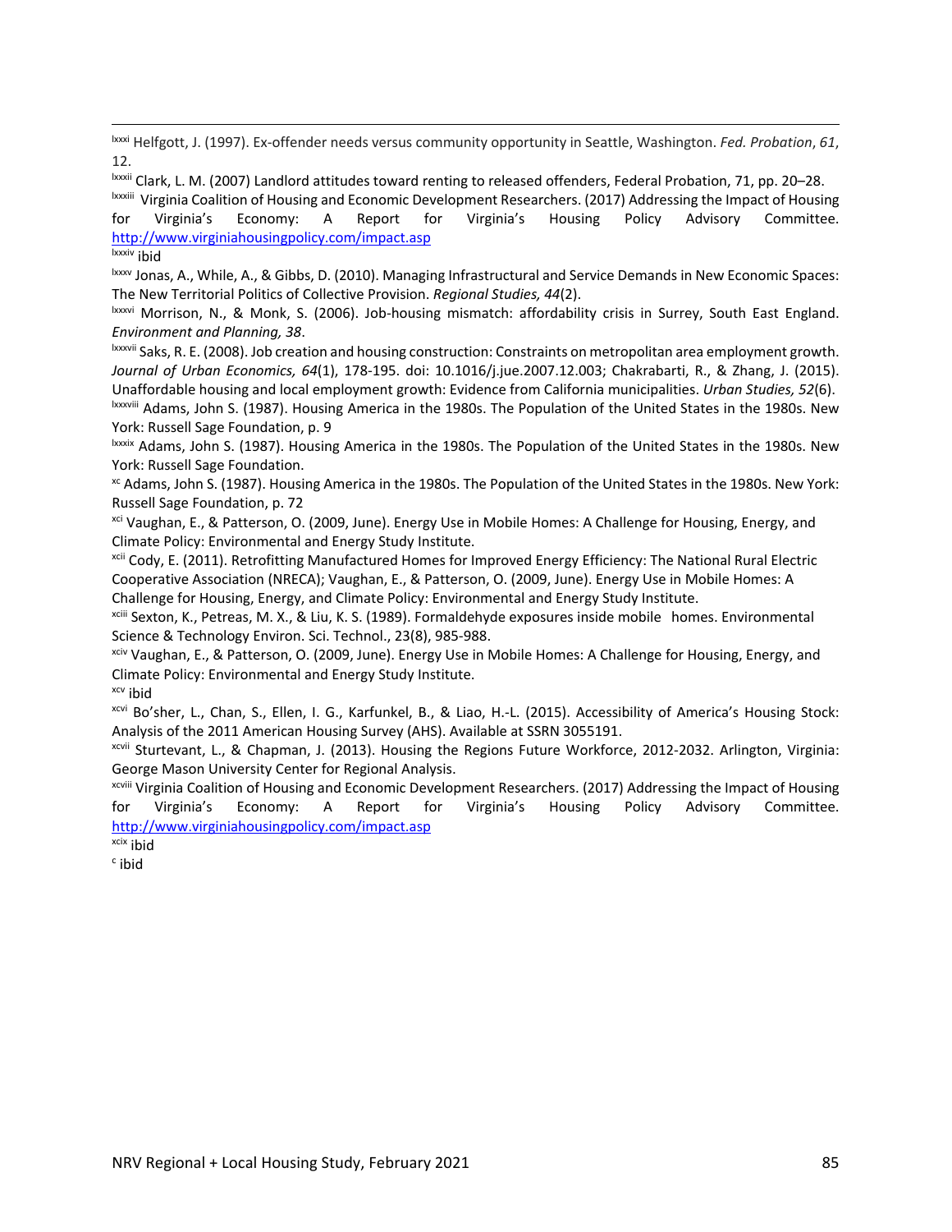[lxxxi] Helfgott, J. (1997). Ex-offender needs versus community opportunity in Seattle, Washington. *Fed. Probation*, *61*, 12.

[lxxxii] Clark, L. M. (2007) Landlord attitudes toward renting to released offenders, Federal Probation, 71, pp. 20–28.

[lxxxiii] Virginia Coalition of Housing and Economic Development Researchers. (2017) Addressing the Impact of Housing for Virginia's Economy: A Report for Virginia's Housing Policy Advisory Committee. http://www.virginiahousingpolicy.com/impact.asp

[lxxxiv] ibid

[lxxxv] Jonas, A., While, A., & Gibbs, D. (2010). Managing Infrastructural and Service Demands in New Economic Spaces: The New Territorial Politics of Collective Provision. *Regional Studies, 44*(2).

[lxxxvi] Morrison, N., & Monk, S. (2006). Job-housing mismatch: affordability crisis in Surrey, South East England. *Environment and Planning, 38*.

[lxxxvii] Saks, R. E. (2008). Job creation and housing construction: Constraints on metropolitan area employment growth. *Journal of Urban Economics, 64*(1), 178-195. doi: 10.1016/j.jue.2007.12.003; Chakrabarti, R., & Zhang, J. (2015). Unaffordable housing and local employment growth: Evidence from California municipalities. *Urban Studies, 52*(6).

[lxxxviii] Adams, John S. (1987). Housing America in the 1980s. The Population of the United States in the 1980s. New York: Russell Sage Foundation, p. 9

[lxxxix] Adams, John S. (1987). Housing America in the 1980s. The Population of the United States in the 1980s. New York: Russell Sage Foundation.

[xc] Adams, John S. (1987). Housing America in the 1980s. The Population of the United States in the 1980s. New York: Russell Sage Foundation, p. 72

[xci] Vaughan, E., & Patterson, O. (2009, June). Energy Use in Mobile Homes: A Challenge for Housing, Energy, and Climate Policy: Environmental and Energy Study Institute.

[xcii] Cody, E. (2011). Retrofitting Manufactured Homes for Improved Energy Efficiency: The National Rural Electric Cooperative Association (NRECA); Vaughan, E., & Patterson, O. (2009, June). Energy Use in Mobile Homes: A Challenge for Housing, Energy, and Climate Policy: Environmental and Energy Study Institute.

[xciii] Sexton, K., Petreas, M. X., & Liu, K. S. (1989). Formaldehyde exposures inside mobile homes. Environmental Science & Technology Environ. Sci. Technol., 23(8), 985-988.

[xciv] Vaughan, E., & Patterson, O. (2009, June). Energy Use in Mobile Homes: A Challenge for Housing, Energy, and Climate Policy: Environmental and Energy Study Institute.

[xcv] ibid

[xcvi] Bo'sher, L., Chan, S., Ellen, I. G., Karfunkel, B., & Liao, H.-L. (2015). Accessibility of America's Housing Stock: Analysis of the 2011 American Housing Survey (AHS). Available at SSRN 3055191.

[xcvii] Sturtevant, L., & Chapman, J. (2013). Housing the Regions Future Workforce, 2012-2032. Arlington, Virginia: George Mason University Center for Regional Analysis.

[xcviii] Virginia Coalition of Housing and Economic Development Researchers. (2017) Addressing the Impact of Housing for Virginia's Economy: A Report for Virginia's Housing Policy Advisory Committee. http://www.virginiahousingpolicy.com/impact.asp

[xcix] ibid

[c] ibid